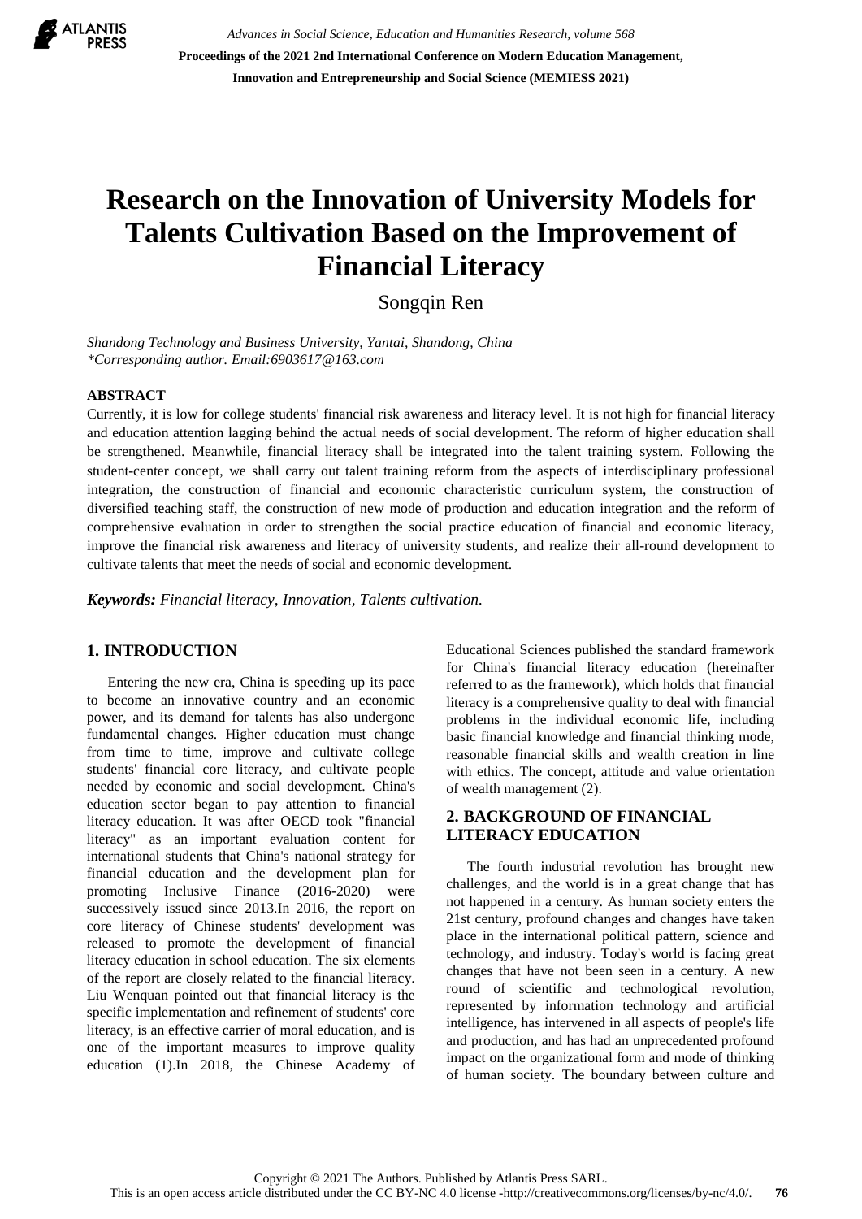# Research on the Innovation of University Models for Talents Cultivation Based on the Improvement of Financial Literacy

Songqin Ren

*Shandong Technology and Business University, Yantai, Shandong, China*
*\*Corresponding author. Email:6903617@163.com*

## ABSTRACT

Currently, it is low for college students' financial risk awareness and literacy level. It is not high for financial literacy and education attention lagging behind the actual needs of social development. The reform of higher education shall be strengthened. Meanwhile, financial literacy shall be integrated into the talent training system. Following the student-center concept, we shall carry out talent training reform from the aspects of interdisciplinary professional integration, the construction of financial and economic characteristic curriculum system, the construction of diversified teaching staff, the construction of new mode of production and education integration and the reform of comprehensive evaluation in order to strengthen the social practice education of financial and economic literacy, improve the financial risk awareness and literacy of university students, and realize their all-round development to cultivate talents that meet the needs of social and economic development.

***Keywords:*** *Financial literacy, Innovation, Talents cultivation.*

## 1. INTRODUCTION

Entering the new era, China is speeding up its pace to become an innovative country and an economic power, and its demand for talents has also undergone fundamental changes. Higher education must change from time to time, improve and cultivate college students' financial core literacy, and cultivate people needed by economic and social development. China's education sector began to pay attention to financial literacy education. It was after OECD took "financial literacy" as an important evaluation content for international students that China's national strategy for financial education and the development plan for promoting Inclusive Finance (2016-2020) were successively issued since 2013.In 2016, the report on core literacy of Chinese students' development was released to promote the development of financial literacy education in school education. The six elements of the report are closely related to the financial literacy. Liu Wenquan pointed out that financial literacy is the specific implementation and refinement of students' core literacy, is an effective carrier of moral education, and is one of the important measures to improve quality education (1).In 2018, the Chinese Academy of Educational Sciences published the standard framework for China's financial literacy education (hereinafter referred to as the framework), which holds that financial literacy is a comprehensive quality to deal with financial problems in the individual economic life, including basic financial knowledge and financial thinking mode, reasonable financial skills and wealth creation in line with ethics. The concept, attitude and value orientation of wealth management (2).

## 2. BACKGROUND OF FINANCIAL LITERACY EDUCATION

The fourth industrial revolution has brought new challenges, and the world is in a great change that has not happened in a century. As human society enters the 21st century, profound changes and changes have taken place in the international political pattern, science and technology, and industry. Today's world is facing great changes that have not been seen in a century. A new round of scientific and technological revolution, represented by information technology and artificial intelligence, has intervened in all aspects of people's life and production, and has had an unprecedented profound impact on the organizational form and mode of thinking of human society. The boundary between culture and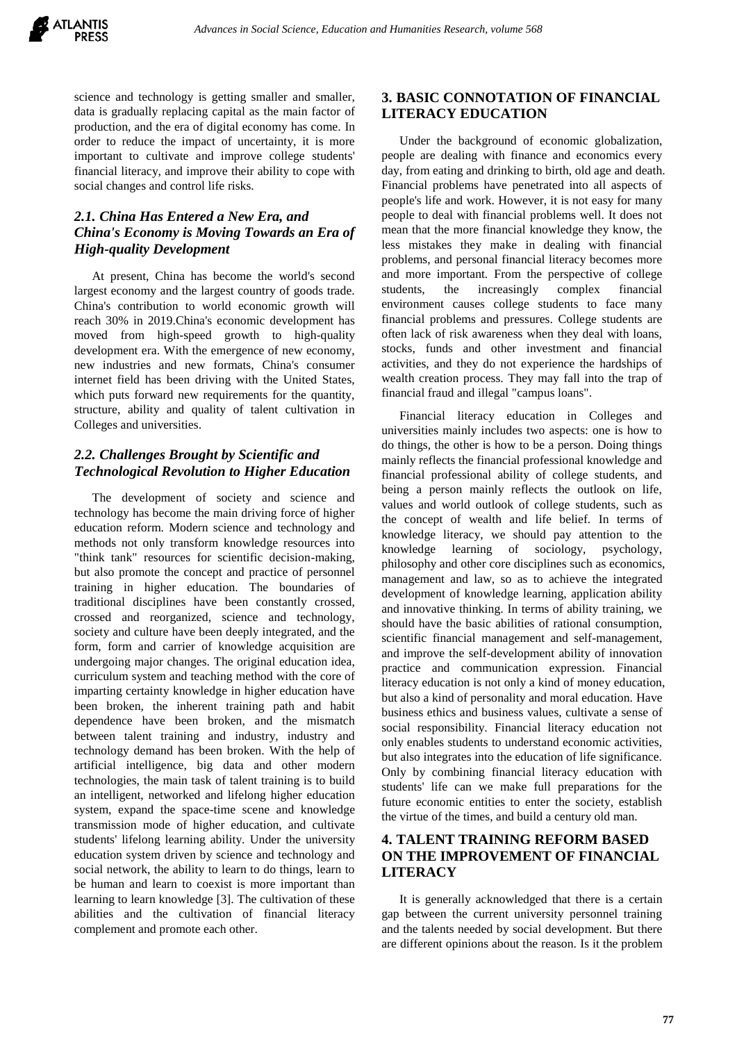science and technology is getting smaller and smaller, data is gradually replacing capital as the main factor of production, and the era of digital economy has come. In order to reduce the impact of uncertainty, it is more important to cultivate and improve college students' financial literacy, and improve their ability to cope with social changes and control life risks.

### *2.1. China Has Entered a New Era, and China's Economy is Moving Towards an Era of High-quality Development*

At present, China has become the world's second largest economy and the largest country of goods trade. China's contribution to world economic growth will reach 30% in 2019.China's economic development has moved from high-speed growth to high-quality development era. With the emergence of new economy, new industries and new formats, China's consumer internet field has been driving with the United States, which puts forward new requirements for the quantity, structure, ability and quality of talent cultivation in Colleges and universities.

### *2.2. Challenges Brought by Scientific and Technological Revolution to Higher Education*

The development of society and science and technology has become the main driving force of higher education reform. Modern science and technology and methods not only transform knowledge resources into "think tank" resources for scientific decision-making, but also promote the concept and practice of personnel training in higher education. The boundaries of traditional disciplines have been constantly crossed, crossed and reorganized, science and technology, society and culture have been deeply integrated, and the form, form and carrier of knowledge acquisition are undergoing major changes. The original education idea, curriculum system and teaching method with the core of imparting certainty knowledge in higher education have been broken, the inherent training path and habit dependence have been broken, and the mismatch between talent training and industry, industry and technology demand has been broken. With the help of artificial intelligence, big data and other modern technologies, the main task of talent training is to build an intelligent, networked and lifelong higher education system, expand the space-time scene and knowledge transmission mode of higher education, and cultivate students' lifelong learning ability. Under the university education system driven by science and technology and social network, the ability to learn to do things, learn to be human and learn to coexist is more important than learning to learn knowledge [3]. The cultivation of these abilities and the cultivation of financial literacy complement and promote each other.

## 3. BASIC CONNOTATION OF FINANCIAL LITERACY EDUCATION

Under the background of economic globalization, people are dealing with finance and economics every day, from eating and drinking to birth, old age and death. Financial problems have penetrated into all aspects of people's life and work. However, it is not easy for many people to deal with financial problems well. It does not mean that the more financial knowledge they know, the less mistakes they make in dealing with financial problems, and personal financial literacy becomes more and more important. From the perspective of college students, the increasingly complex financial environment causes college students to face many financial problems and pressures. College students are often lack of risk awareness when they deal with loans, stocks, funds and other investment and financial activities, and they do not experience the hardships of wealth creation process. They may fall into the trap of financial fraud and illegal "campus loans".

Financial literacy education in Colleges and universities mainly includes two aspects: one is how to do things, the other is how to be a person. Doing things mainly reflects the financial professional knowledge and financial professional ability of college students, and being a person mainly reflects the outlook on life, values and world outlook of college students, such as the concept of wealth and life belief. In terms of knowledge literacy, we should pay attention to the knowledge learning of sociology, psychology, philosophy and other core disciplines such as economics, management and law, so as to achieve the integrated development of knowledge learning, application ability and innovative thinking. In terms of ability training, we should have the basic abilities of rational consumption, scientific financial management and self-management, and improve the self-development ability of innovation practice and communication expression. Financial literacy education is not only a kind of money education, but also a kind of personality and moral education. Have business ethics and business values, cultivate a sense of social responsibility. Financial literacy education not only enables students to understand economic activities, but also integrates into the education of life significance. Only by combining financial literacy education with students' life can we make full preparations for the future economic entities to enter the society, establish the virtue of the times, and build a century old man.

## 4. TALENT TRAINING REFORM BASED ON THE IMPROVEMENT OF FINANCIAL LITERACY

It is generally acknowledged that there is a certain gap between the current university personnel training and the talents needed by social development. But there are different opinions about the reason. Is it the problem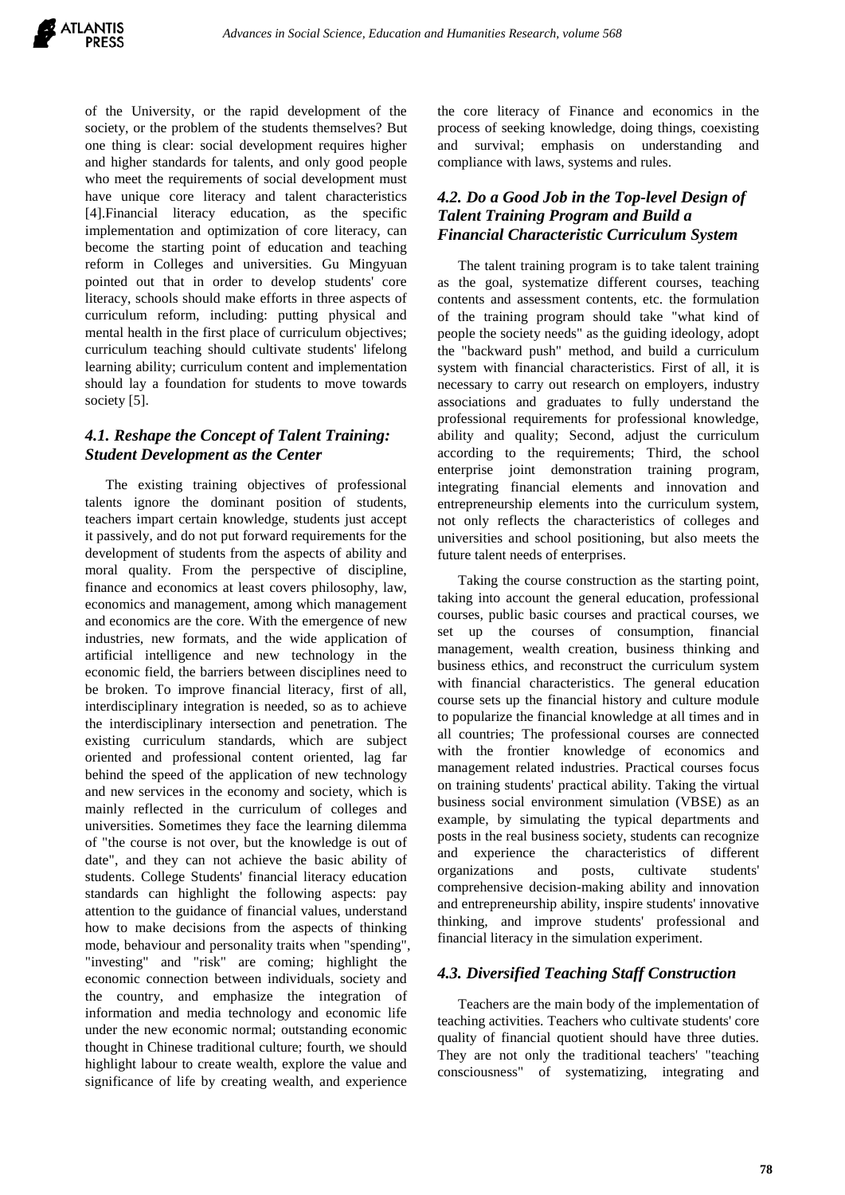of the University, or the rapid development of the society, or the problem of the students themselves? But one thing is clear: social development requires higher and higher standards for talents, and only good people who meet the requirements of social development must have unique core literacy and talent characteristics [4].Financial literacy education, as the specific implementation and optimization of core literacy, can become the starting point of education and teaching reform in Colleges and universities. Gu Mingyuan pointed out that in order to develop students' core literacy, schools should make efforts in three aspects of curriculum reform, including: putting physical and mental health in the first place of curriculum objectives; curriculum teaching should cultivate students' lifelong learning ability; curriculum content and implementation should lay a foundation for students to move towards society [5].

### *4.1. Reshape the Concept of Talent Training: Student Development as the Center*

The existing training objectives of professional talents ignore the dominant position of students, teachers impart certain knowledge, students just accept it passively, and do not put forward requirements for the development of students from the aspects of ability and moral quality. From the perspective of discipline, finance and economics at least covers philosophy, law, economics and management, among which management and economics are the core. With the emergence of new industries, new formats, and the wide application of artificial intelligence and new technology in the economic field, the barriers between disciplines need to be broken. To improve financial literacy, first of all, interdisciplinary integration is needed, so as to achieve the interdisciplinary intersection and penetration. The existing curriculum standards, which are subject oriented and professional content oriented, lag far behind the speed of the application of new technology and new services in the economy and society, which is mainly reflected in the curriculum of colleges and universities. Sometimes they face the learning dilemma of "the course is not over, but the knowledge is out of date", and they can not achieve the basic ability of students. College Students' financial literacy education standards can highlight the following aspects: pay attention to the guidance of financial values, understand how to make decisions from the aspects of thinking mode, behaviour and personality traits when "spending", "investing" and "risk" are coming; highlight the economic connection between individuals, society and the country, and emphasize the integration of information and media technology and economic life under the new economic normal; outstanding economic thought in Chinese traditional culture; fourth, we should highlight labour to create wealth, explore the value and significance of life by creating wealth, and experience the core literacy of Finance and economics in the process of seeking knowledge, doing things, coexisting and survival; emphasis on understanding and compliance with laws, systems and rules.

### *4.2. Do a Good Job in the Top-level Design of Talent Training Program and Build a Financial Characteristic Curriculum System*

The talent training program is to take talent training as the goal, systematize different courses, teaching contents and assessment contents, etc. the formulation of the training program should take "what kind of people the society needs" as the guiding ideology, adopt the "backward push" method, and build a curriculum system with financial characteristics. First of all, it is necessary to carry out research on employers, industry associations and graduates to fully understand the professional requirements for professional knowledge, ability and quality; Second, adjust the curriculum according to the requirements; Third, the school enterprise joint demonstration training program, integrating financial elements and innovation and entrepreneurship elements into the curriculum system, not only reflects the characteristics of colleges and universities and school positioning, but also meets the future talent needs of enterprises.

Taking the course construction as the starting point, taking into account the general education, professional courses, public basic courses and practical courses, we set up the courses of consumption, financial management, wealth creation, business thinking and business ethics, and reconstruct the curriculum system with financial characteristics. The general education course sets up the financial history and culture module to popularize the financial knowledge at all times and in all countries; The professional courses are connected with the frontier knowledge of economics and management related industries. Practical courses focus on training students' practical ability. Taking the virtual business social environment simulation (VBSE) as an example, by simulating the typical departments and posts in the real business society, students can recognize and experience the characteristics of different organizations and posts, cultivate students' comprehensive decision-making ability and innovation and entrepreneurship ability, inspire students' innovative thinking, and improve students' professional and financial literacy in the simulation experiment.

### *4.3. Diversified Teaching Staff Construction*

Teachers are the main body of the implementation of teaching activities. Teachers who cultivate students' core quality of financial quotient should have three duties. They are not only the traditional teachers' "teaching consciousness" of systematizing, integrating and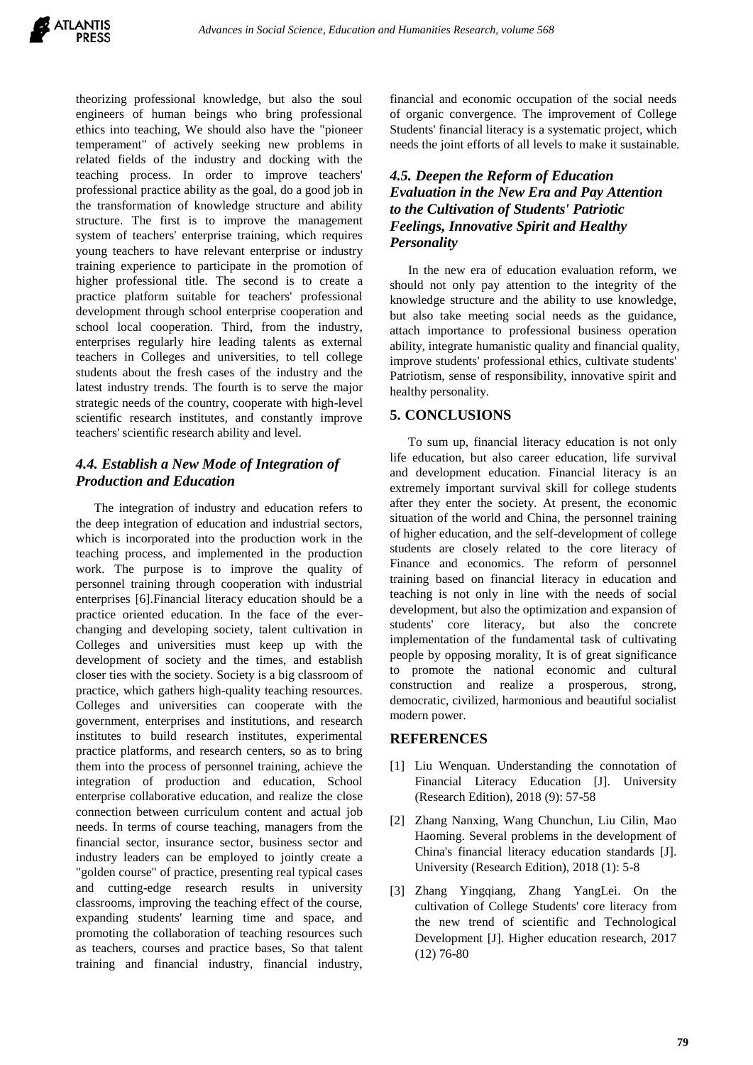theorizing professional knowledge, but also the soul engineers of human beings who bring professional ethics into teaching, We should also have the "pioneer temperament" of actively seeking new problems in related fields of the industry and docking with the teaching process. In order to improve teachers' professional practice ability as the goal, do a good job in the transformation of knowledge structure and ability structure. The first is to improve the management system of teachers' enterprise training, which requires young teachers to have relevant enterprise or industry training experience to participate in the promotion of higher professional title. The second is to create a practice platform suitable for teachers' professional development through school enterprise cooperation and school local cooperation. Third, from the industry, enterprises regularly hire leading talents as external teachers in Colleges and universities, to tell college students about the fresh cases of the industry and the latest industry trends. The fourth is to serve the major strategic needs of the country, cooperate with high-level scientific research institutes, and constantly improve teachers' scientific research ability and level.

### *4.4. Establish a New Mode of Integration of Production and Education*

The integration of industry and education refers to the deep integration of education and industrial sectors, which is incorporated into the production work in the teaching process, and implemented in the production work. The purpose is to improve the quality of personnel training through cooperation with industrial enterprises [6].Financial literacy education should be a practice oriented education. In the face of the ever-changing and developing society, talent cultivation in Colleges and universities must keep up with the development of society and the times, and establish closer ties with the society. Society is a big classroom of practice, which gathers high-quality teaching resources. Colleges and universities can cooperate with the government, enterprises and institutions, and research institutes to build research institutes, experimental practice platforms, and research centers, so as to bring them into the process of personnel training, achieve the integration of production and education, School enterprise collaborative education, and realize the close connection between curriculum content and actual job needs. In terms of course teaching, managers from the financial sector, insurance sector, business sector and industry leaders can be employed to jointly create a "golden course" of practice, presenting real typical cases and cutting-edge research results in university classrooms, improving the teaching effect of the course, expanding students' learning time and space, and promoting the collaboration of teaching resources such as teachers, courses and practice bases, So that talent training and financial industry, financial industry, financial and economic occupation of the social needs of organic convergence. The improvement of College Students' financial literacy is a systematic project, which needs the joint efforts of all levels to make it sustainable.

### *4.5. Deepen the Reform of Education Evaluation in the New Era and Pay Attention to the Cultivation of Students' Patriotic Feelings, Innovative Spirit and Healthy Personality*

In the new era of education evaluation reform, we should not only pay attention to the integrity of the knowledge structure and the ability to use knowledge, but also take meeting social needs as the guidance, attach importance to professional business operation ability, integrate humanistic quality and financial quality, improve students' professional ethics, cultivate students' Patriotism, sense of responsibility, innovative spirit and healthy personality.

## 5. CONCLUSIONS

To sum up, financial literacy education is not only life education, but also career education, life survival and development education. Financial literacy is an extremely important survival skill for college students after they enter the society. At present, the economic situation of the world and China, the personnel training of higher education, and the self-development of college students are closely related to the core literacy of Finance and economics. The reform of personnel training based on financial literacy in education and teaching is not only in line with the needs of social development, but also the optimization and expansion of students' core literacy, but also the concrete implementation of the fundamental task of cultivating people by opposing morality, It is of great significance to promote the national economic and cultural construction and realize a prosperous, strong, democratic, civilized, harmonious and beautiful socialist modern power.

## REFERENCES

[1] Liu Wenquan. Understanding the connotation of Financial Literacy Education [J]. University (Research Edition), 2018 (9): 57-58

[2] Zhang Nanxing, Wang Chunchun, Liu Cilin, Mao Haoming. Several problems in the development of China's financial literacy education standards [J]. University (Research Edition), 2018 (1): 5-8

[3] Zhang Yingqiang, Zhang YangLei. On the cultivation of College Students' core literacy from the new trend of scientific and Technological Development [J]. Higher education research, 2017 (12) 76-80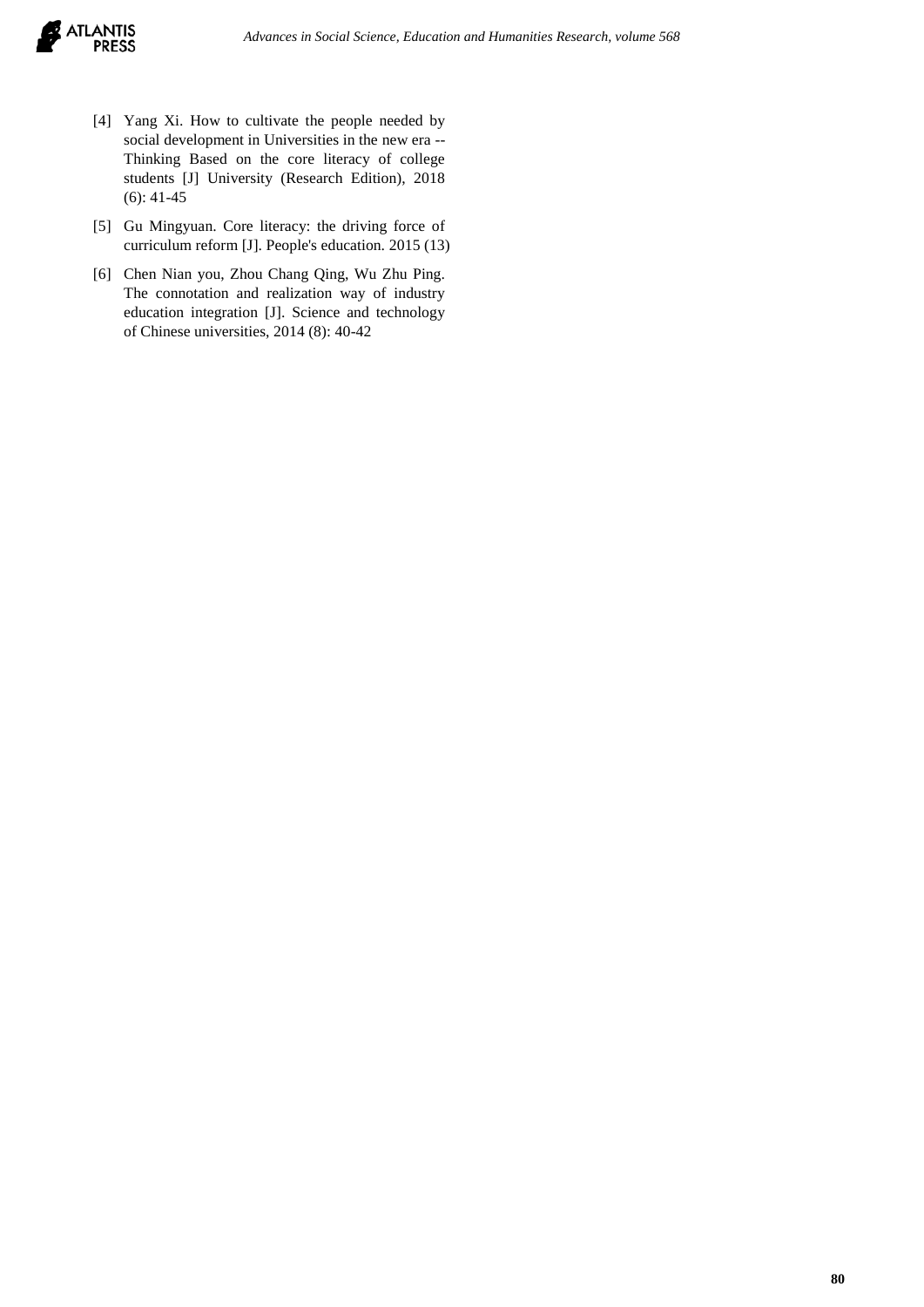[4] Yang Xi. How to cultivate the people needed by social development in Universities in the new era -- Thinking Based on the core literacy of college students [J] University (Research Edition), 2018 (6): 41-45

[5] Gu Mingyuan. Core literacy: the driving force of curriculum reform [J]. People's education. 2015 (13)

[6] Chen Nian you, Zhou Chang Qing, Wu Zhu Ping. The connotation and realization way of industry education integration [J]. Science and technology of Chinese universities, 2014 (8): 40-42